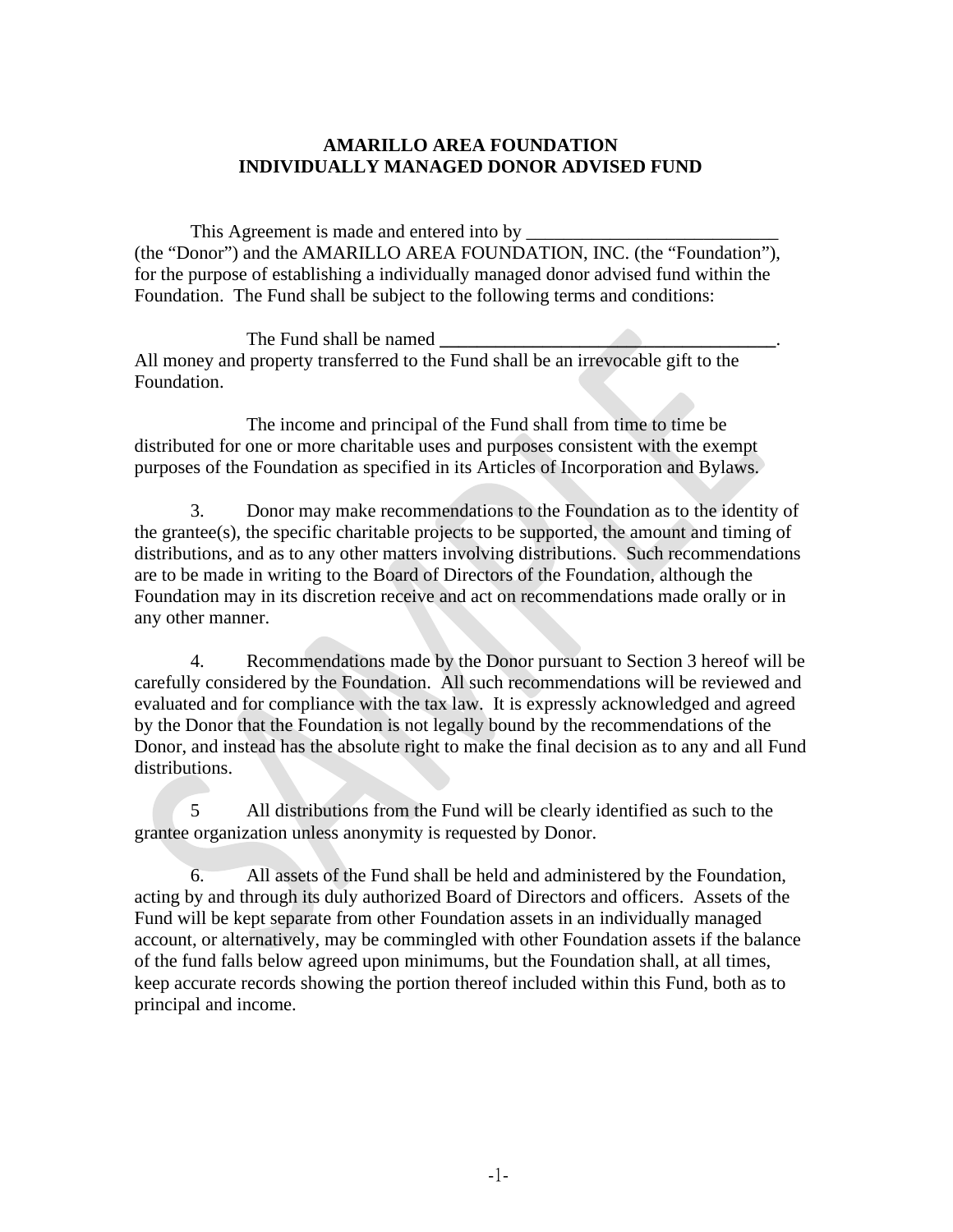**AMARILLO AREA FOUNDATION**
**INDIVIDUALLY MANAGED DONOR ADVISED FUND**

This Agreement is made and entered into by ___________________________ (the "Donor") and the AMARILLO AREA FOUNDATION, INC. (the "Foundation"), for the purpose of establishing a individually managed donor advised fund within the Foundation. The Fund shall be subject to the following terms and conditions:

The Fund shall be named _____________________________________. All money and property transferred to the Fund shall be an irrevocable gift to the Foundation.

The income and principal of the Fund shall from time to time be distributed for one or more charitable uses and purposes consistent with the exempt purposes of the Foundation as specified in its Articles of Incorporation and Bylaws.

3. Donor may make recommendations to the Foundation as to the identity of the grantee(s), the specific charitable projects to be supported, the amount and timing of distributions, and as to any other matters involving distributions. Such recommendations are to be made in writing to the Board of Directors of the Foundation, although the Foundation may in its discretion receive and act on recommendations made orally or in any other manner.

4. Recommendations made by the Donor pursuant to Section 3 hereof will be carefully considered by the Foundation. All such recommendations will be reviewed and evaluated and for compliance with the tax law. It is expressly acknowledged and agreed by the Donor that the Foundation is not legally bound by the recommendations of the Donor, and instead has the absolute right to make the final decision as to any and all Fund distributions.

5 All distributions from the Fund will be clearly identified as such to the grantee organization unless anonymity is requested by Donor.

6. All assets of the Fund shall be held and administered by the Foundation, acting by and through its duly authorized Board of Directors and officers. Assets of the Fund will be kept separate from other Foundation assets in an individually managed account, or alternatively, may be commingled with other Foundation assets if the balance of the fund falls below agreed upon minimums, but the Foundation shall, at all times, keep accurate records showing the portion thereof included within this Fund, both as to principal and income.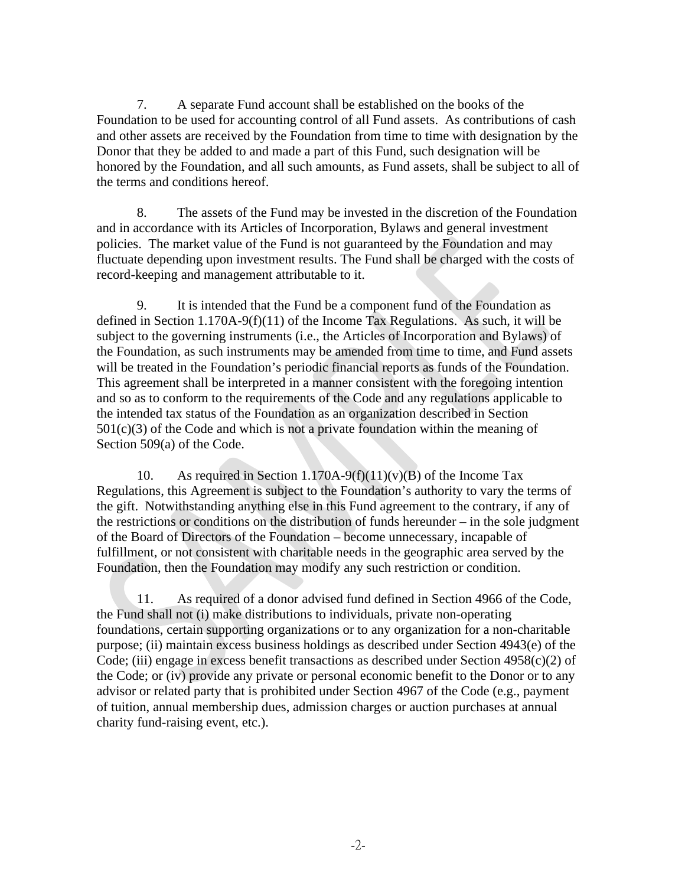7. A separate Fund account shall be established on the books of the Foundation to be used for accounting control of all Fund assets. As contributions of cash and other assets are received by the Foundation from time to time with designation by the Donor that they be added to and made a part of this Fund, such designation will be honored by the Foundation, and all such amounts, as Fund assets, shall be subject to all of the terms and conditions hereof.

8. The assets of the Fund may be invested in the discretion of the Foundation and in accordance with its Articles of Incorporation, Bylaws and general investment policies. The market value of the Fund is not guaranteed by the Foundation and may fluctuate depending upon investment results. The Fund shall be charged with the costs of record-keeping and management attributable to it.

9. It is intended that the Fund be a component fund of the Foundation as defined in Section 1.170A-9(f)(11) of the Income Tax Regulations. As such, it will be subject to the governing instruments (i.e., the Articles of Incorporation and Bylaws) of the Foundation, as such instruments may be amended from time to time, and Fund assets will be treated in the Foundation's periodic financial reports as funds of the Foundation. This agreement shall be interpreted in a manner consistent with the foregoing intention and so as to conform to the requirements of the Code and any regulations applicable to the intended tax status of the Foundation as an organization described in Section 501(c)(3) of the Code and which is not a private foundation within the meaning of Section 509(a) of the Code.

10. As required in Section 1.170A-9(f)(11)(v)(B) of the Income Tax Regulations, this Agreement is subject to the Foundation's authority to vary the terms of the gift. Notwithstanding anything else in this Fund agreement to the contrary, if any of the restrictions or conditions on the distribution of funds hereunder – in the sole judgment of the Board of Directors of the Foundation – become unnecessary, incapable of fulfillment, or not consistent with charitable needs in the geographic area served by the Foundation, then the Foundation may modify any such restriction or condition.

11. As required of a donor advised fund defined in Section 4966 of the Code, the Fund shall not (i) make distributions to individuals, private non-operating foundations, certain supporting organizations or to any organization for a non-charitable purpose; (ii) maintain excess business holdings as described under Section 4943(e) of the Code; (iii) engage in excess benefit transactions as described under Section 4958(c)(2) of the Code; or (iv) provide any private or personal economic benefit to the Donor or to any advisor or related party that is prohibited under Section 4967 of the Code (e.g., payment of tuition, annual membership dues, admission charges or auction purchases at annual charity fund-raising event, etc.).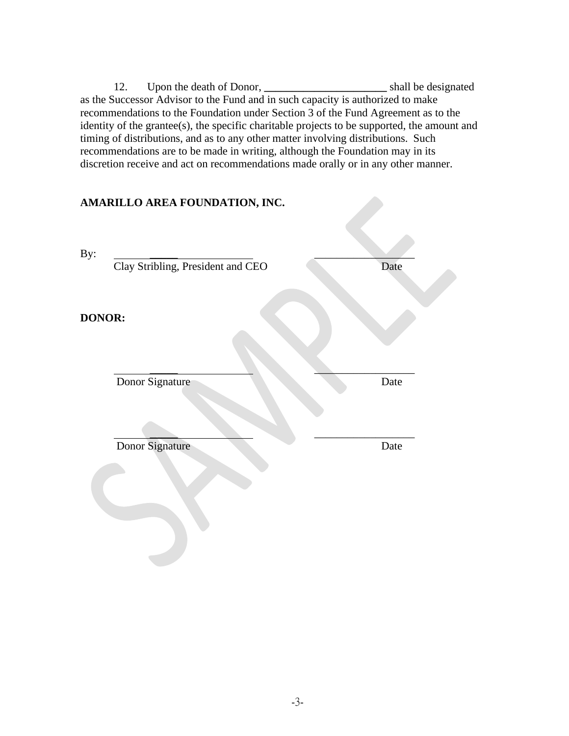12. Upon the death of Donor, ______________________ shall be designated as the Successor Advisor to the Fund and in such capacity is authorized to make recommendations to the Foundation under Section 3 of the Fund Agreement as to the identity of the grantee(s), the specific charitable projects to be supported, the amount and timing of distributions, and as to any other matter involving distributions. Such recommendations are to be made in writing, although the Foundation may in its discretion receive and act on recommendations made orally or in any other manner.

**AMARILLO AREA FOUNDATION, INC.**

By: ______________________________ ____________________
Clay Stribling, President and CEO Date

**DONOR:**

______________________________ ____________________
Donor Signature Date

______________________________ ____________________
Donor Signature Date